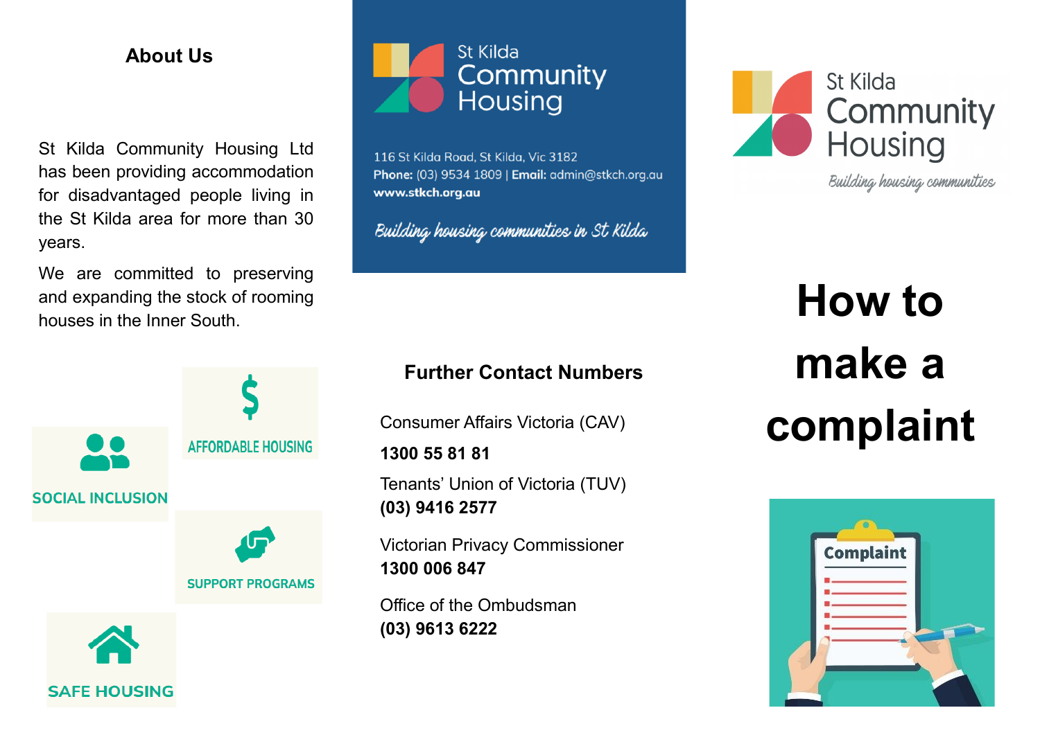## About Us

St Kilda Community Housing Ltd has been providing accommodation for disadvantaged people living in the St Kilda area for more than 30 years.

We are committed to preserving and expanding the stock of rooming houses in the Inner South.

SOCIAL INCLUSION

AFFORDABLE HOUSING

SUPPORT PROGRAMS

SAFE HOUSING

St Kilda Community Housing

116 St Kilda Road, St Kilda, Vic 3182
**Phone:** (03) 9534 1809 | **Email:** admin@stkch.org.au
**www.stkch.org.au**

*Building housing communities in St Kilda*

## Further Contact Numbers

Consumer Affairs Victoria (CAV)
**1300 55 81 81**

Tenants' Union of Victoria (TUV)
**(03) 9416 2577**

Victorian Privacy Commissioner
**1300 006 847**

Office of the Ombudsman
**(03) 9613 6222**

St Kilda Community Housing

*Building housing communities*

# How to make a complaint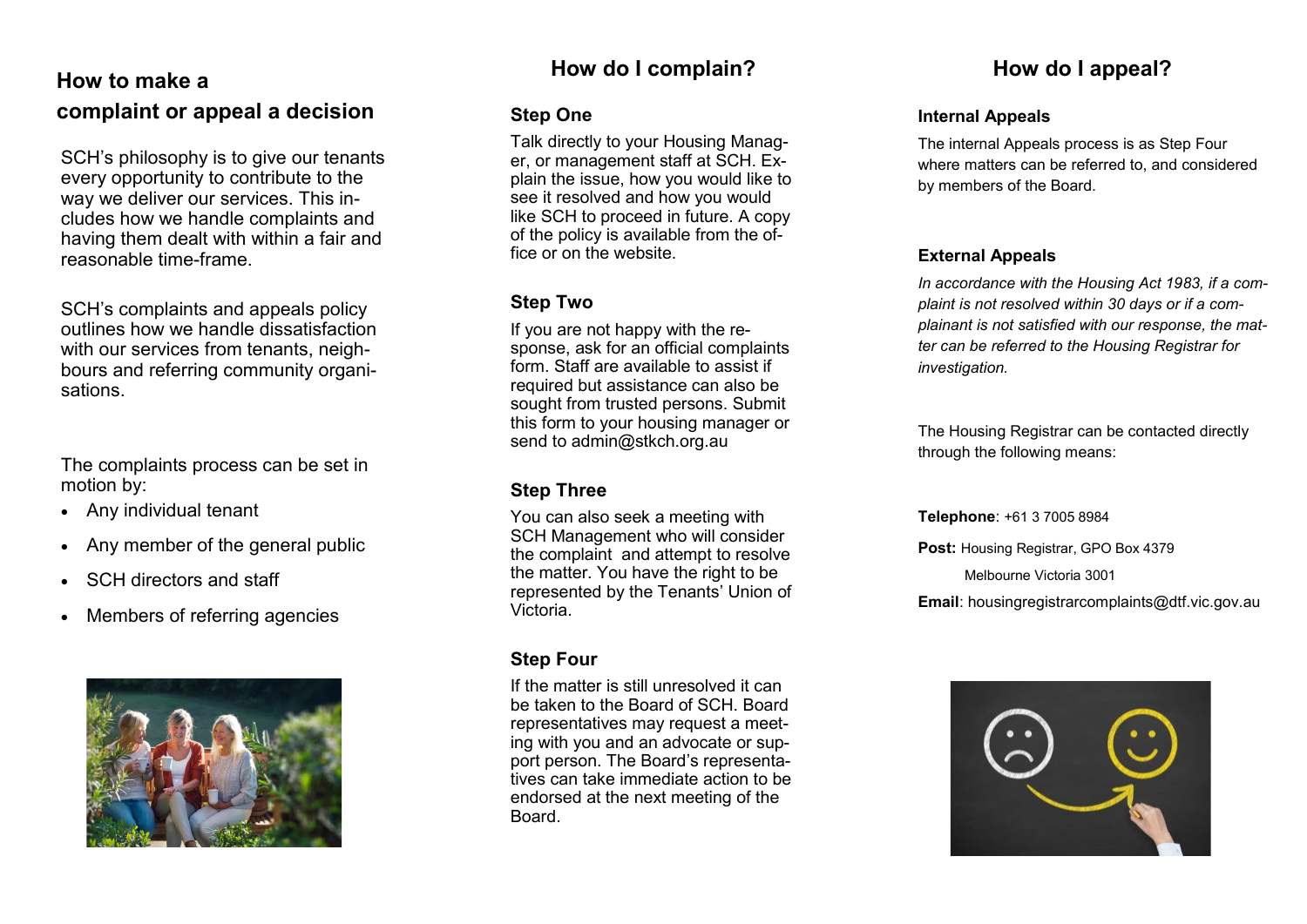## How to make a complaint or appeal a decision

SCH's philosophy is to give our tenants every opportunity to contribute to the way we deliver our services. This includes how we handle complaints and having them dealt with within a fair and reasonable time-frame.

SCH's complaints and appeals policy outlines how we handle dissatisfaction with our services from tenants, neighbours and referring community organisations.

The complaints process can be set in motion by:

- Any individual tenant
- Any member of the general public
- SCH directors and staff
- Members of referring agencies

## How do I complain?

### Step One

Talk directly to your Housing Manager, or management staff at SCH. Explain the issue, how you would like to see it resolved and how you would like SCH to proceed in future. A copy of the policy is available from the office or on the website.

### Step Two

If you are not happy with the response, ask for an official complaints form. Staff are available to assist if required but assistance can also be sought from trusted persons. Submit this form to your housing manager or send to admin@stkch.org.au

### Step Three

You can also seek a meeting with SCH Management who will consider the complaint and attempt to resolve the matter. You have the right to be represented by the Tenants' Union of Victoria.

### Step Four

If the matter is still unresolved it can be taken to the Board of SCH. Board representatives may request a meeting with you and an advocate or support person. The Board's representatives can take immediate action to be endorsed at the next meeting of the Board.

## How do I appeal?

### Internal Appeals

The internal Appeals process is as Step Four where matters can be referred to, and considered by members of the Board.

### External Appeals

*In accordance with the Housing Act 1983, if a complaint is not resolved within 30 days or if a complainant is not satisfied with our response, the matter can be referred to the Housing Registrar for investigation.*

The Housing Registrar can be contacted directly through the following means:

**Telephone**: +61 3 7005 8984

**Post:** Housing Registrar, GPO Box 4379
Melbourne Victoria 3001

**Email**: housingregistrarcomplaints@dtf.vic.gov.au